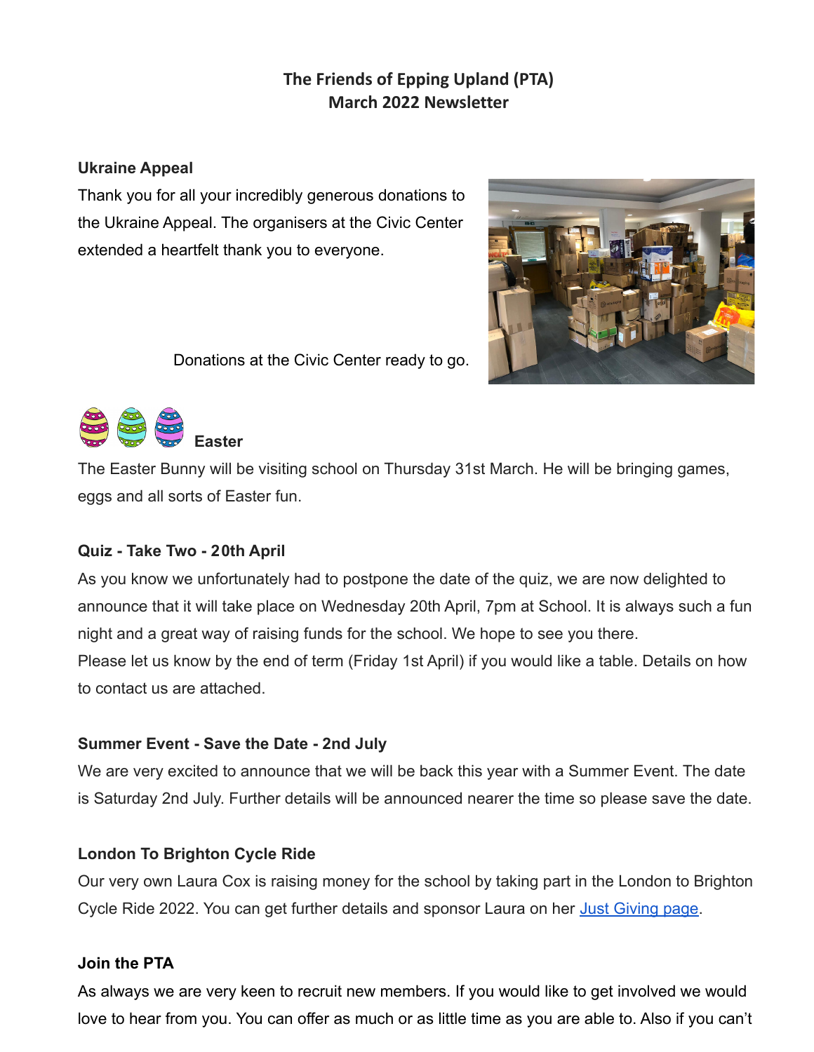**The Friends of Epping Upland (PTA)**
**March 2022 Newsletter**

**Ukraine Appeal**

Thank you for all your incredibly generous donations to the Ukraine Appeal. The organisers at the Civic Center extended a heartfelt thank you to everyone.

Donations at the Civic Center ready to go.

**Easter**

The Easter Bunny will be visiting school on Thursday 31st March. He will be bringing games, eggs and all sorts of Easter fun.

**Quiz - Take Two - 20th April**

As you know we unfortunately had to postpone the date of the quiz, we are now delighted to announce that it will take place on Wednesday 20th April, 7pm at School. It is always such a fun night and a great way of raising funds for the school. We hope to see you there.
Please let us know by the end of term (Friday 1st April) if you would like a table. Details on how to contact us are attached.

**Summer Event - Save the Date - 2nd July**

We are very excited to announce that we will be back this year with a Summer Event. The date is Saturday 2nd July. Further details will be announced nearer the time so please save the date.

**London To Brighton Cycle Ride**

Our very own Laura Cox is raising money for the school by taking part in the London to Brighton Cycle Ride 2022. You can get further details and sponsor Laura on her Just Giving page.

**Join the PTA**

As always we are very keen to recruit new members. If you would like to get involved we would love to hear from you. You can offer as much or as little time as you are able to. Also if you can't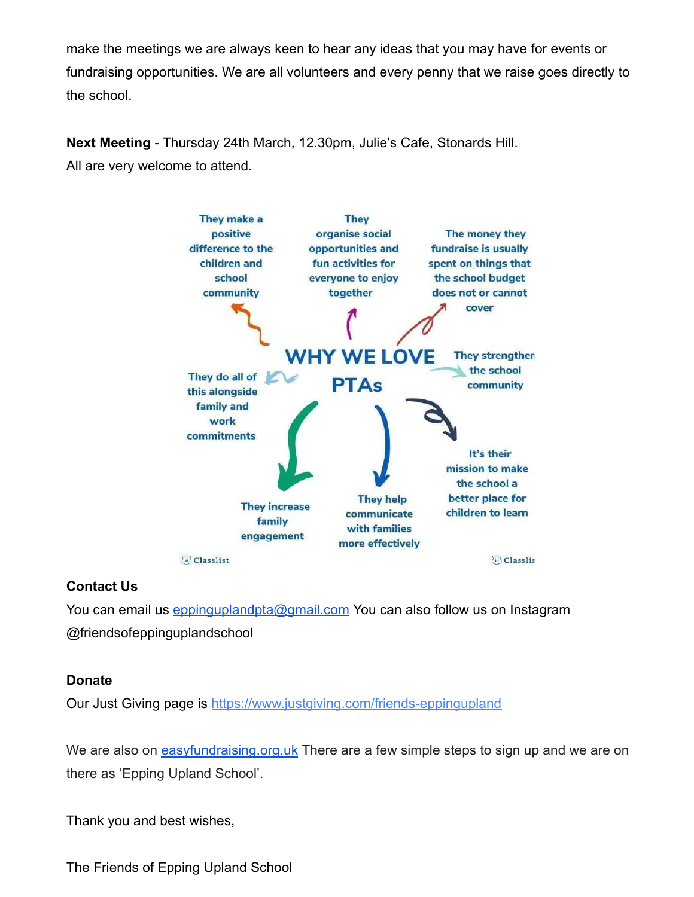make the meetings we are always keen to hear any ideas that you may have for events or fundraising opportunities. We are all volunteers and every penny that we raise goes directly to the school.

**Next Meeting** - Thursday 24th March, 12.30pm, Julie's Cafe, Stonards Hill.
All are very welcome to attend.

WHY WE LOVE PTAs

They make a positive difference to the children and school community

They organise social opportunities and fun activities for everyone to enjoy together

The money they fundraise is usually spent on things that the school budget does not or cannot cover

They strengthen the school community

It's their mission to make the school a better place for children to learn

They help communicate with families more effectively

They increase family engagement

They do all of this alongside family and work commitments

Classlist

**Contact Us**

You can email us eppinguplandpta@gmail.com You can also follow us on Instagram @friendsofeppinguplandschool

**Donate**

Our Just Giving page is https://www.justgiving.com/friends-eppingupland

We are also on easyfundraising.org.uk There are a few simple steps to sign up and we are on there as 'Epping Upland School'.

Thank you and best wishes,

The Friends of Epping Upland School